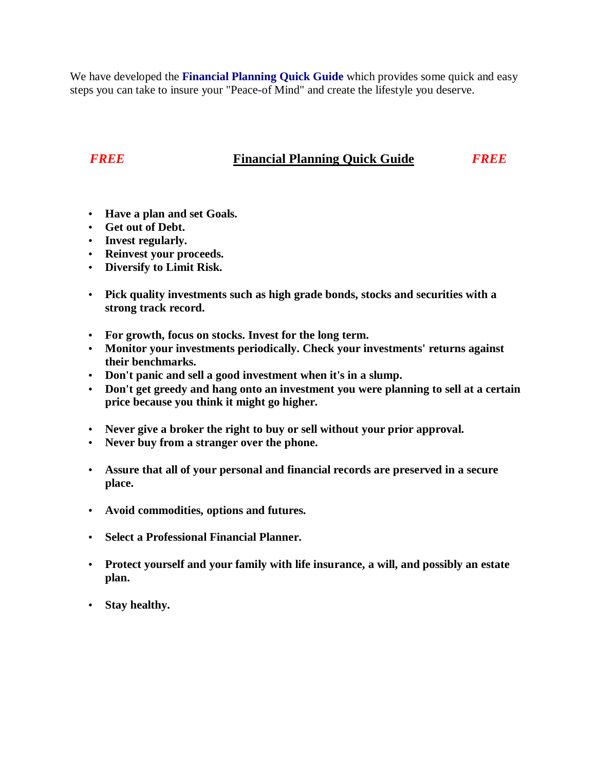We have developed the **Financial Planning Quick Guide** which provides some quick and easy steps you can take to insure your "Peace-of Mind" and create the lifestyle you deserve.

## *FREE* Financial Planning Quick Guide *FREE*

- **Have a plan and set Goals.**
- **Get out of Debt.**
- **Invest regularly.**
- **Reinvest your proceeds.**
- **Diversify to Limit Risk.**

- **Pick quality investments such as high grade bonds, stocks and securities with a strong track record.**

- **For growth, focus on stocks. Invest for the long term.**
- **Monitor your investments periodically. Check your investments' returns against their benchmarks.**
- **Don't panic and sell a good investment when it's in a slump.**
- **Don't get greedy and hang onto an investment you were planning to sell at a certain price because you think it might go higher.**

- **Never give a broker the right to buy or sell without your prior approval.**
- **Never buy from a stranger over the phone.**

- **Assure that all of your personal and financial records are preserved in a secure place.**

- **Avoid commodities, options and futures.**

- **Select a Professional Financial Planner.**

- **Protect yourself and your family with life insurance, a will, and possibly an estate plan.**

- **Stay healthy.**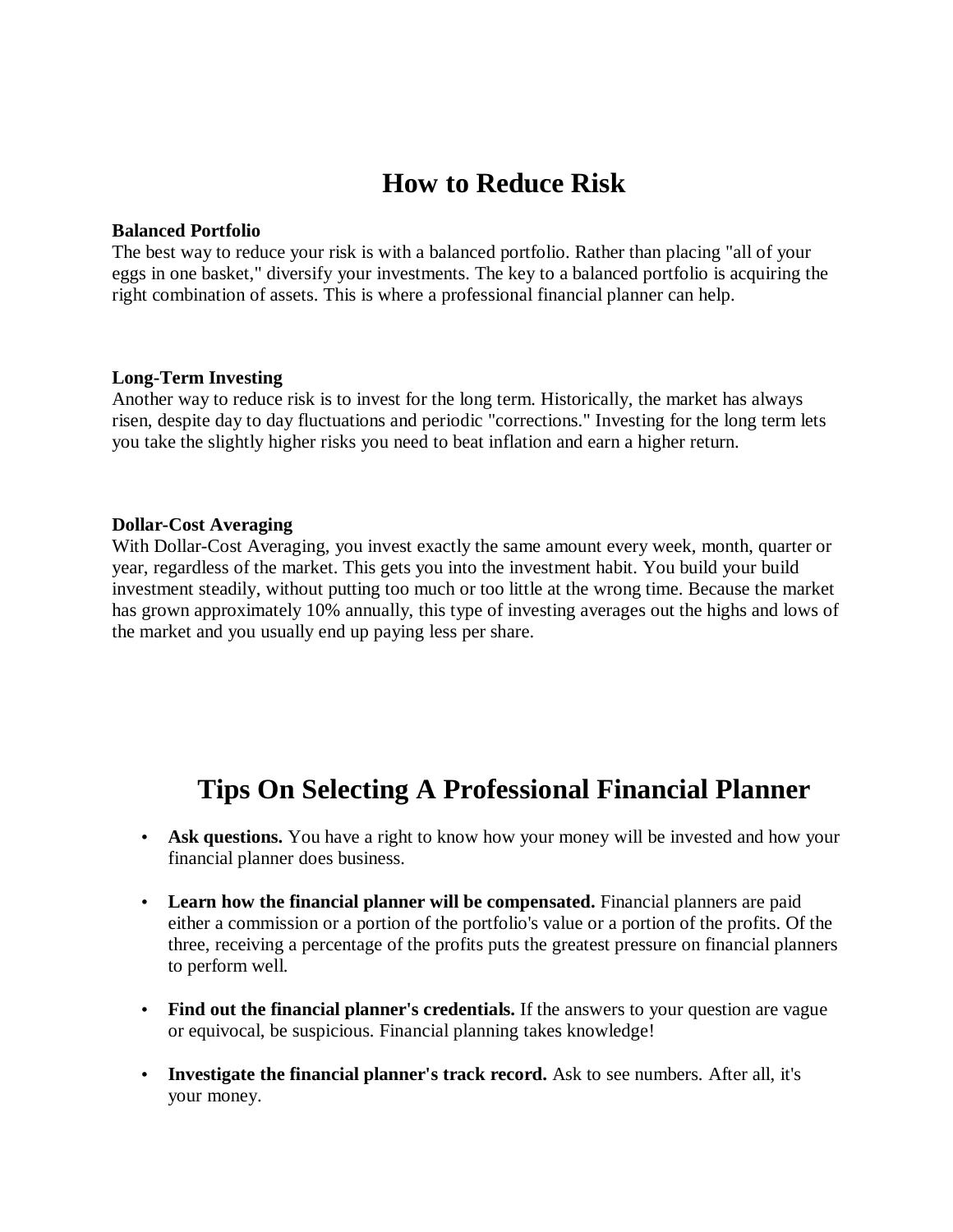# How to Reduce Risk

**Balanced Portfolio**

The best way to reduce your risk is with a balanced portfolio. Rather than placing "all of your eggs in one basket," diversify your investments. The key to a balanced portfolio is acquiring the right combination of assets. This is where a professional financial planner can help.

**Long-Term Investing**

Another way to reduce risk is to invest for the long term. Historically, the market has always risen, despite day to day fluctuations and periodic "corrections." Investing for the long term lets you take the slightly higher risks you need to beat inflation and earn a higher return.

**Dollar-Cost Averaging**

With Dollar-Cost Averaging, you invest exactly the same amount every week, month, quarter or year, regardless of the market. This gets you into the investment habit. You build your build investment steadily, without putting too much or too little at the wrong time. Because the market has grown approximately 10% annually, this type of investing averages out the highs and lows of the market and you usually end up paying less per share.

# Tips On Selecting A Professional Financial Planner

- **Ask questions.** You have a right to know how your money will be invested and how your financial planner does business.
- **Learn how the financial planner will be compensated.** Financial planners are paid either a commission or a portion of the portfolio's value or a portion of the profits. Of the three, receiving a percentage of the profits puts the greatest pressure on financial planners to perform well.
- **Find out the financial planner's credentials.** If the answers to your question are vague or equivocal, be suspicious. Financial planning takes knowledge!
- **Investigate the financial planner's track record.** Ask to see numbers. After all, it's your money.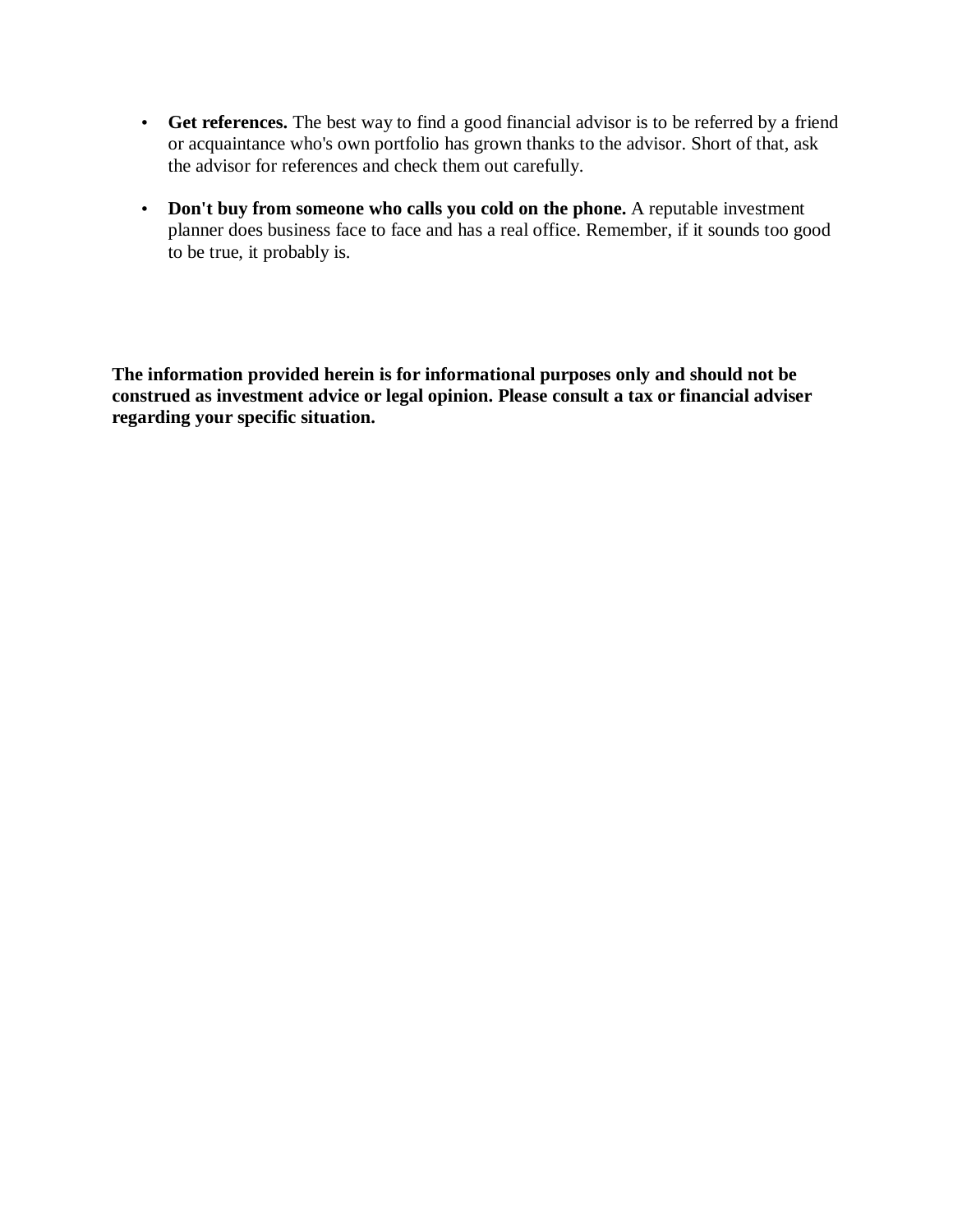- **Get references.** The best way to find a good financial advisor is to be referred by a friend or acquaintance who's own portfolio has grown thanks to the advisor. Short of that, ask the advisor for references and check them out carefully.

- **Don't buy from someone who calls you cold on the phone.** A reputable investment planner does business face to face and has a real office. Remember, if it sounds too good to be true, it probably is.

**The information provided herein is for informational purposes only and should not be construed as investment advice or legal opinion. Please consult a tax or financial adviser regarding your specific situation.**